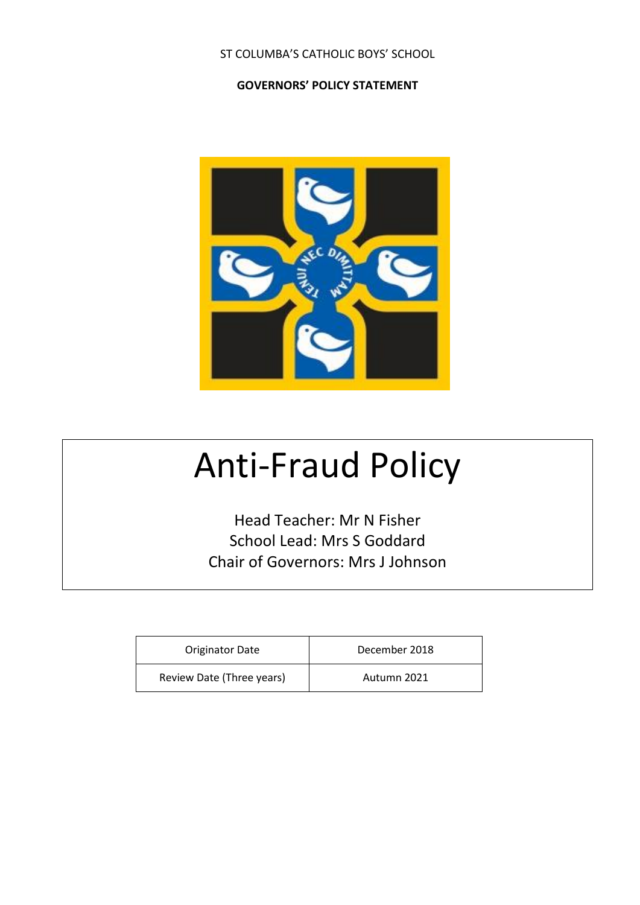ST COLUMBA'S CATHOLIC BOYS' SCHOOL

**GOVERNORS' POLICY STATEMENT**

# Anti-Fraud Policy

Head Teacher: Mr N Fisher
School Lead: Mrs S Goddard
Chair of Governors: Mrs J Johnson

| Originator Date | December 2018 |
| --- | --- |
| Review Date (Three years) | Autumn 2021 |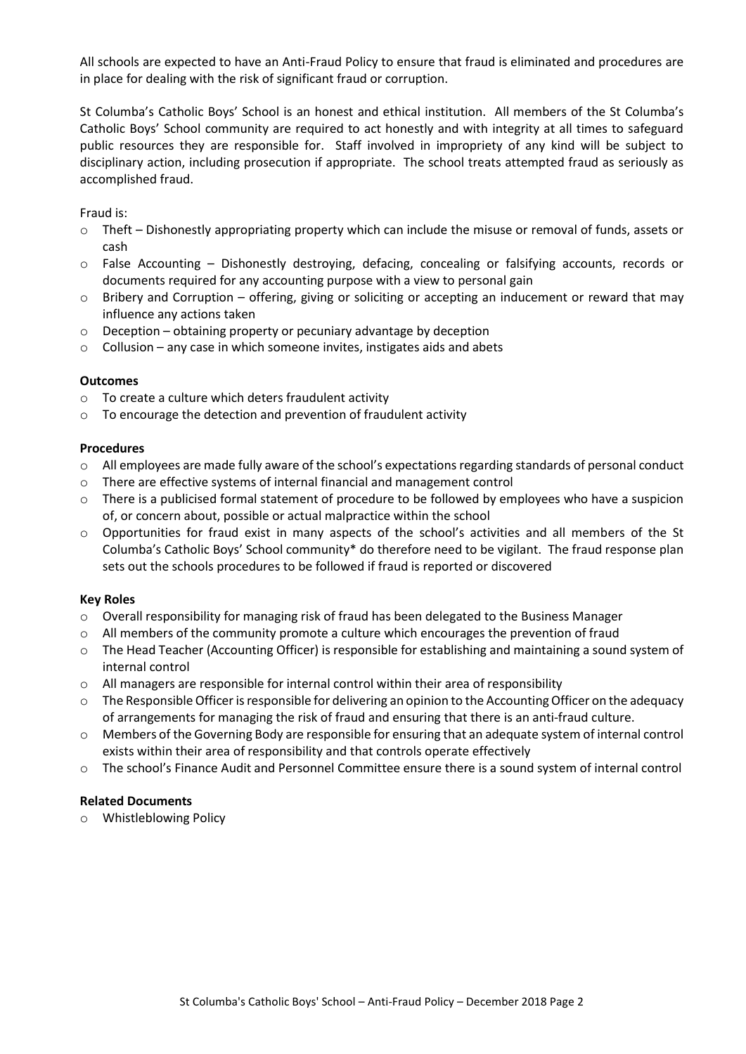All schools are expected to have an Anti-Fraud Policy to ensure that fraud is eliminated and procedures are in place for dealing with the risk of significant fraud or corruption.

St Columba's Catholic Boys' School is an honest and ethical institution. All members of the St Columba's Catholic Boys' School community are required to act honestly and with integrity at all times to safeguard public resources they are responsible for. Staff involved in impropriety of any kind will be subject to disciplinary action, including prosecution if appropriate. The school treats attempted fraud as seriously as accomplished fraud.

Fraud is:

- Theft – Dishonestly appropriating property which can include the misuse or removal of funds, assets or cash
- False Accounting – Dishonestly destroying, defacing, concealing or falsifying accounts, records or documents required for any accounting purpose with a view to personal gain
- Bribery and Corruption – offering, giving or soliciting or accepting an inducement or reward that may influence any actions taken
- Deception – obtaining property or pecuniary advantage by deception
- Collusion – any case in which someone invites, instigates aids and abets

**Outcomes**

- To create a culture which deters fraudulent activity
- To encourage the detection and prevention of fraudulent activity

**Procedures**

- All employees are made fully aware of the school's expectations regarding standards of personal conduct
- There are effective systems of internal financial and management control
- There is a publicised formal statement of procedure to be followed by employees who have a suspicion of, or concern about, possible or actual malpractice within the school
- Opportunities for fraud exist in many aspects of the school's activities and all members of the St Columba's Catholic Boys' School community* do therefore need to be vigilant. The fraud response plan sets out the schools procedures to be followed if fraud is reported or discovered

**Key Roles**

- Overall responsibility for managing risk of fraud has been delegated to the Business Manager
- All members of the community promote a culture which encourages the prevention of fraud
- The Head Teacher (Accounting Officer) is responsible for establishing and maintaining a sound system of internal control
- All managers are responsible for internal control within their area of responsibility
- The Responsible Officer is responsible for delivering an opinion to the Accounting Officer on the adequacy of arrangements for managing the risk of fraud and ensuring that there is an anti-fraud culture.
- Members of the Governing Body are responsible for ensuring that an adequate system of internal control exists within their area of responsibility and that controls operate effectively
- The school's Finance Audit and Personnel Committee ensure there is a sound system of internal control

**Related Documents**

- Whistleblowing Policy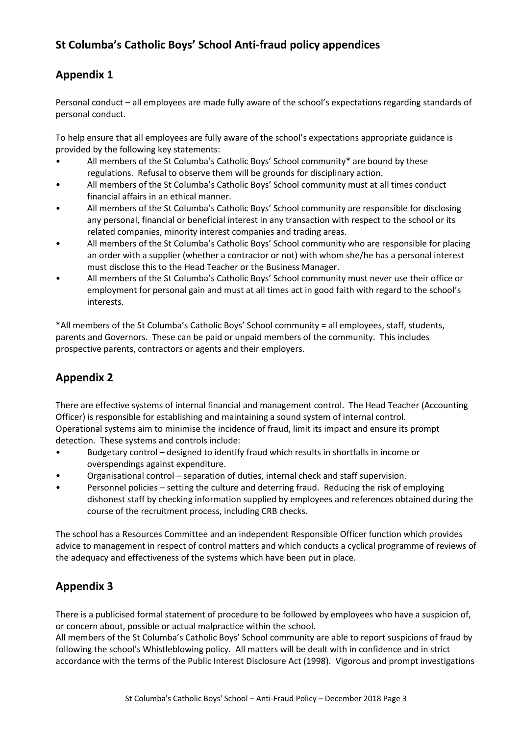## St Columba's Catholic Boys' School Anti-fraud policy appendices

## Appendix 1

Personal conduct – all employees are made fully aware of the school's expectations regarding standards of personal conduct.

To help ensure that all employees are fully aware of the school's expectations appropriate guidance is provided by the following key statements:

- All members of the St Columba's Catholic Boys' School community* are bound by these regulations. Refusal to observe them will be grounds for disciplinary action.
- All members of the St Columba's Catholic Boys' School community must at all times conduct financial affairs in an ethical manner.
- All members of the St Columba's Catholic Boys' School community are responsible for disclosing any personal, financial or beneficial interest in any transaction with respect to the school or its related companies, minority interest companies and trading areas.
- All members of the St Columba's Catholic Boys' School community who are responsible for placing an order with a supplier (whether a contractor or not) with whom she/he has a personal interest must disclose this to the Head Teacher or the Business Manager.
- All members of the St Columba's Catholic Boys' School community must never use their office or employment for personal gain and must at all times act in good faith with regard to the school's interests.

*All members of the St Columba's Catholic Boys' School community = all employees, staff, students, parents and Governors. These can be paid or unpaid members of the community. This includes prospective parents, contractors or agents and their employers.

## Appendix 2

There are effective systems of internal financial and management control. The Head Teacher (Accounting Officer) is responsible for establishing and maintaining a sound system of internal control. Operational systems aim to minimise the incidence of fraud, limit its impact and ensure its prompt detection. These systems and controls include:

- Budgetary control – designed to identify fraud which results in shortfalls in income or overspendings against expenditure.
- Organisational control – separation of duties, internal check and staff supervision.
- Personnel policies – setting the culture and deterring fraud. Reducing the risk of employing dishonest staff by checking information supplied by employees and references obtained during the course of the recruitment process, including CRB checks.

The school has a Resources Committee and an independent Responsible Officer function which provides advice to management in respect of control matters and which conducts a cyclical programme of reviews of the adequacy and effectiveness of the systems which have been put in place.

## Appendix 3

There is a publicised formal statement of procedure to be followed by employees who have a suspicion of, or concern about, possible or actual malpractice within the school.
All members of the St Columba's Catholic Boys' School community are able to report suspicions of fraud by following the school's Whistleblowing policy. All matters will be dealt with in confidence and in strict accordance with the terms of the Public Interest Disclosure Act (1998). Vigorous and prompt investigations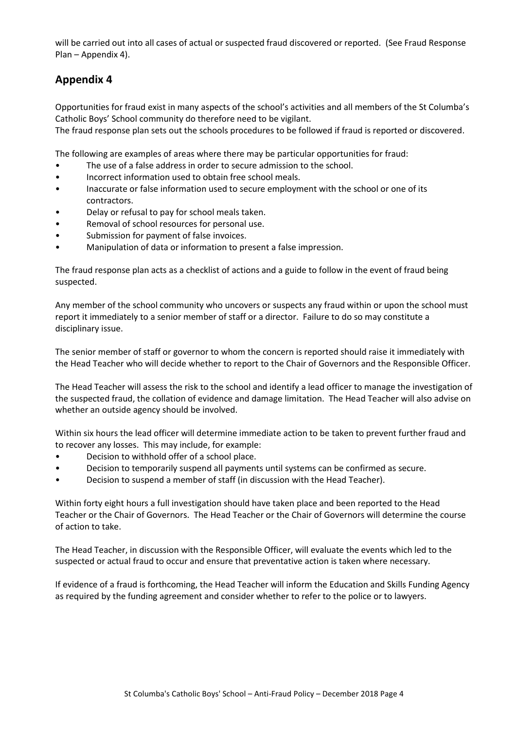will be carried out into all cases of actual or suspected fraud discovered or reported. (See Fraud Response Plan – Appendix 4).

## Appendix 4

Opportunities for fraud exist in many aspects of the school's activities and all members of the St Columba's Catholic Boys' School community do therefore need to be vigilant.
The fraud response plan sets out the schools procedures to be followed if fraud is reported or discovered.

The following are examples of areas where there may be particular opportunities for fraud:

- The use of a false address in order to secure admission to the school.
- Incorrect information used to obtain free school meals.
- Inaccurate or false information used to secure employment with the school or one of its contractors.
- Delay or refusal to pay for school meals taken.
- Removal of school resources for personal use.
- Submission for payment of false invoices.
- Manipulation of data or information to present a false impression.

The fraud response plan acts as a checklist of actions and a guide to follow in the event of fraud being suspected.

Any member of the school community who uncovers or suspects any fraud within or upon the school must report it immediately to a senior member of staff or a director. Failure to do so may constitute a disciplinary issue.

The senior member of staff or governor to whom the concern is reported should raise it immediately with the Head Teacher who will decide whether to report to the Chair of Governors and the Responsible Officer.

The Head Teacher will assess the risk to the school and identify a lead officer to manage the investigation of the suspected fraud, the collation of evidence and damage limitation. The Head Teacher will also advise on whether an outside agency should be involved.

Within six hours the lead officer will determine immediate action to be taken to prevent further fraud and to recover any losses. This may include, for example:

- Decision to withhold offer of a school place.
- Decision to temporarily suspend all payments until systems can be confirmed as secure.
- Decision to suspend a member of staff (in discussion with the Head Teacher).

Within forty eight hours a full investigation should have taken place and been reported to the Head Teacher or the Chair of Governors. The Head Teacher or the Chair of Governors will determine the course of action to take.

The Head Teacher, in discussion with the Responsible Officer, will evaluate the events which led to the suspected or actual fraud to occur and ensure that preventative action is taken where necessary.

If evidence of a fraud is forthcoming, the Head Teacher will inform the Education and Skills Funding Agency as required by the funding agreement and consider whether to refer to the police or to lawyers.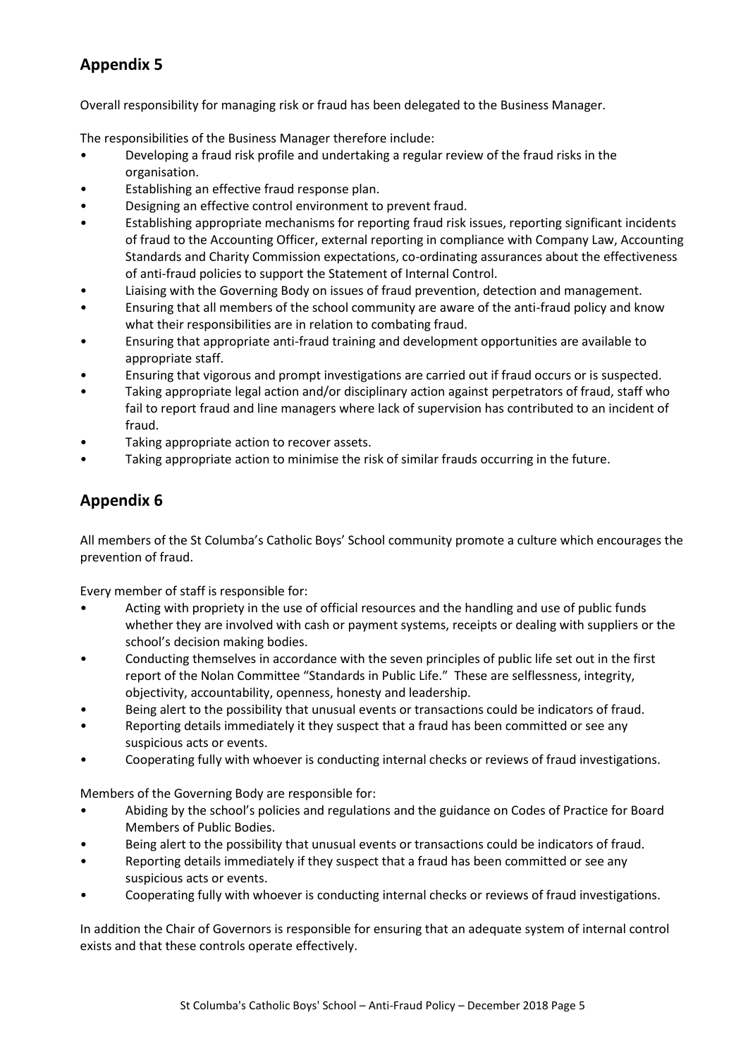## Appendix 5

Overall responsibility for managing risk or fraud has been delegated to the Business Manager.

The responsibilities of the Business Manager therefore include:

- Developing a fraud risk profile and undertaking a regular review of the fraud risks in the organisation.
- Establishing an effective fraud response plan.
- Designing an effective control environment to prevent fraud.
- Establishing appropriate mechanisms for reporting fraud risk issues, reporting significant incidents of fraud to the Accounting Officer, external reporting in compliance with Company Law, Accounting Standards and Charity Commission expectations, co-ordinating assurances about the effectiveness of anti-fraud policies to support the Statement of Internal Control.
- Liaising with the Governing Body on issues of fraud prevention, detection and management.
- Ensuring that all members of the school community are aware of the anti-fraud policy and know what their responsibilities are in relation to combating fraud.
- Ensuring that appropriate anti-fraud training and development opportunities are available to appropriate staff.
- Ensuring that vigorous and prompt investigations are carried out if fraud occurs or is suspected.
- Taking appropriate legal action and/or disciplinary action against perpetrators of fraud, staff who fail to report fraud and line managers where lack of supervision has contributed to an incident of fraud.
- Taking appropriate action to recover assets.
- Taking appropriate action to minimise the risk of similar frauds occurring in the future.

## Appendix 6

All members of the St Columba's Catholic Boys' School community promote a culture which encourages the prevention of fraud.

Every member of staff is responsible for:

- Acting with propriety in the use of official resources and the handling and use of public funds whether they are involved with cash or payment systems, receipts or dealing with suppliers or the school's decision making bodies.
- Conducting themselves in accordance with the seven principles of public life set out in the first report of the Nolan Committee "Standards in Public Life." These are selflessness, integrity, objectivity, accountability, openness, honesty and leadership.
- Being alert to the possibility that unusual events or transactions could be indicators of fraud.
- Reporting details immediately it they suspect that a fraud has been committed or see any suspicious acts or events.
- Cooperating fully with whoever is conducting internal checks or reviews of fraud investigations.

Members of the Governing Body are responsible for:

- Abiding by the school's policies and regulations and the guidance on Codes of Practice for Board Members of Public Bodies.
- Being alert to the possibility that unusual events or transactions could be indicators of fraud.
- Reporting details immediately if they suspect that a fraud has been committed or see any suspicious acts or events.
- Cooperating fully with whoever is conducting internal checks or reviews of fraud investigations.

In addition the Chair of Governors is responsible for ensuring that an adequate system of internal control exists and that these controls operate effectively.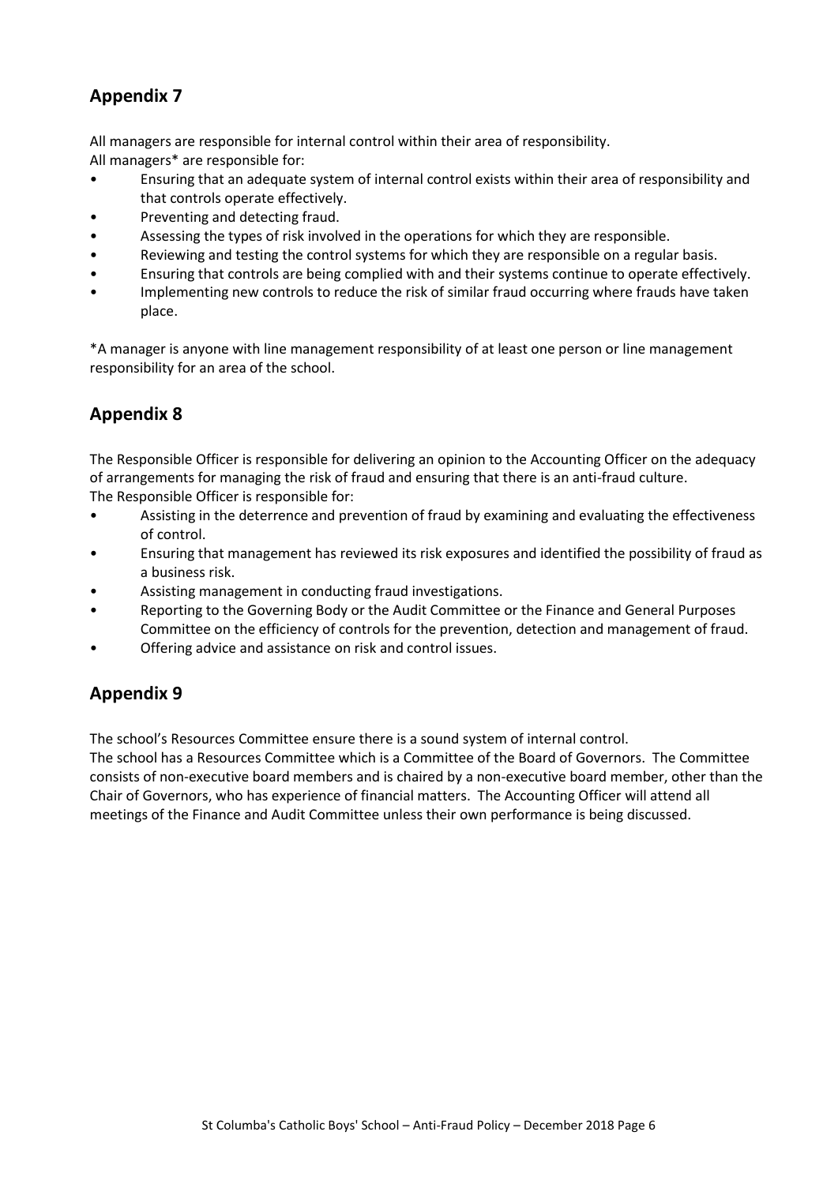## Appendix 7

All managers are responsible for internal control within their area of responsibility.
All managers* are responsible for:

- Ensuring that an adequate system of internal control exists within their area of responsibility and that controls operate effectively.
- Preventing and detecting fraud.
- Assessing the types of risk involved in the operations for which they are responsible.
- Reviewing and testing the control systems for which they are responsible on a regular basis.
- Ensuring that controls are being complied with and their systems continue to operate effectively.
- Implementing new controls to reduce the risk of similar fraud occurring where frauds have taken place.

*A manager is anyone with line management responsibility of at least one person or line management responsibility for an area of the school.

## Appendix 8

The Responsible Officer is responsible for delivering an opinion to the Accounting Officer on the adequacy of arrangements for managing the risk of fraud and ensuring that there is an anti-fraud culture.
The Responsible Officer is responsible for:

- Assisting in the deterrence and prevention of fraud by examining and evaluating the effectiveness of control.
- Ensuring that management has reviewed its risk exposures and identified the possibility of fraud as a business risk.
- Assisting management in conducting fraud investigations.
- Reporting to the Governing Body or the Audit Committee or the Finance and General Purposes Committee on the efficiency of controls for the prevention, detection and management of fraud.
- Offering advice and assistance on risk and control issues.

## Appendix 9

The school's Resources Committee ensure there is a sound system of internal control.
The school has a Resources Committee which is a Committee of the Board of Governors. The Committee consists of non-executive board members and is chaired by a non-executive board member, other than the Chair of Governors, who has experience of financial matters. The Accounting Officer will attend all meetings of the Finance and Audit Committee unless their own performance is being discussed.